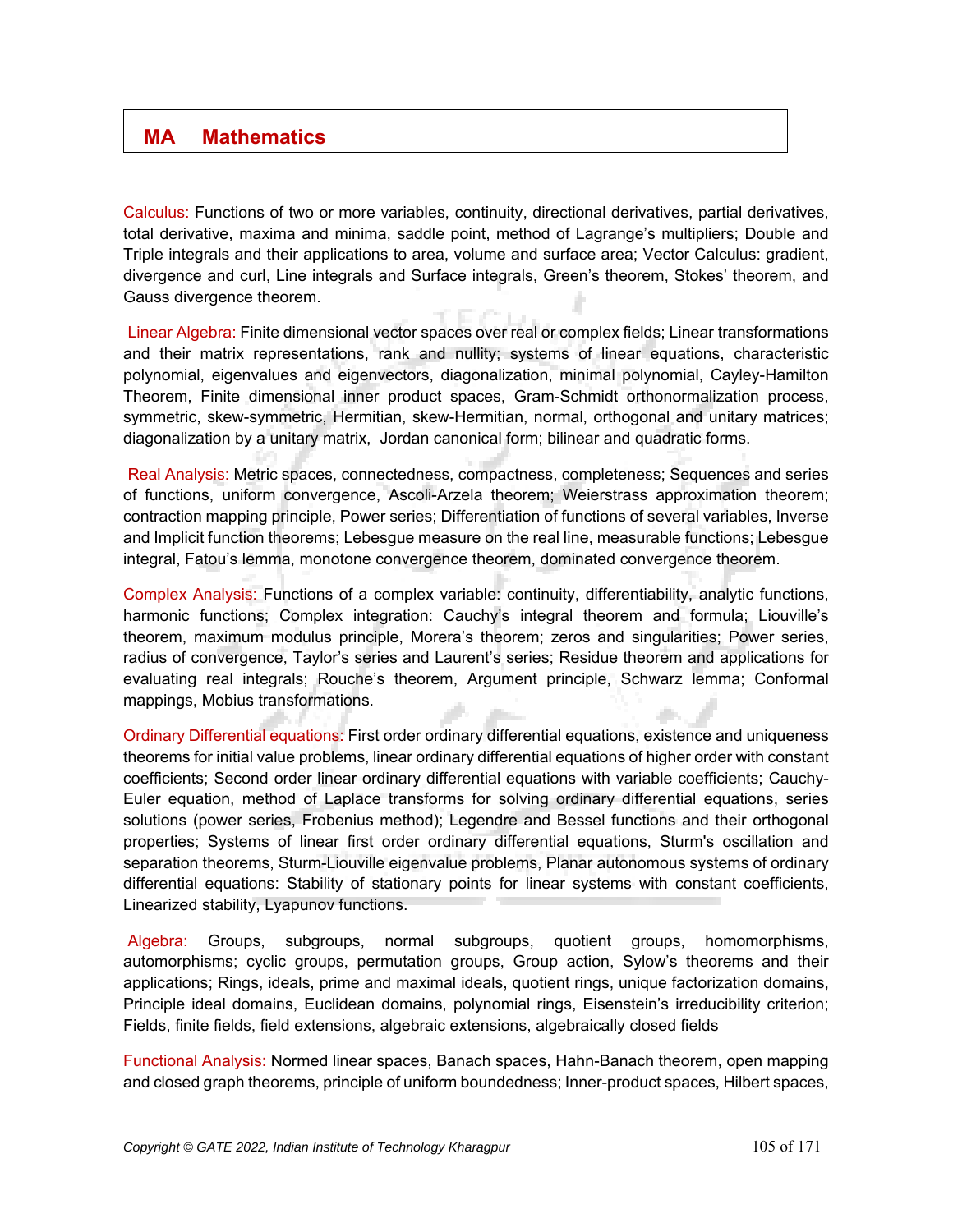# MA Mathematics

**Calculus:** Functions of two or more variables, continuity, directional derivatives, partial derivatives, total derivative, maxima and minima, saddle point, method of Lagrange's multipliers; Double and Triple integrals and their applications to area, volume and surface area; Vector Calculus: gradient, divergence and curl, Line integrals and Surface integrals, Green's theorem, Stokes' theorem, and Gauss divergence theorem.

**Linear Algebra:** Finite dimensional vector spaces over real or complex fields; Linear transformations and their matrix representations, rank and nullity; systems of linear equations, characteristic polynomial, eigenvalues and eigenvectors, diagonalization, minimal polynomial, Cayley-Hamilton Theorem, Finite dimensional inner product spaces, Gram-Schmidt orthonormalization process, symmetric, skew-symmetric, Hermitian, skew-Hermitian, normal, orthogonal and unitary matrices; diagonalization by a unitary matrix, Jordan canonical form; bilinear and quadratic forms.

**Real Analysis:** Metric spaces, connectedness, compactness, completeness; Sequences and series of functions, uniform convergence, Ascoli-Arzela theorem; Weierstrass approximation theorem; contraction mapping principle, Power series; Differentiation of functions of several variables, Inverse and Implicit function theorems; Lebesgue measure on the real line, measurable functions; Lebesgue integral, Fatou's lemma, monotone convergence theorem, dominated convergence theorem.

**Complex Analysis:** Functions of a complex variable: continuity, differentiability, analytic functions, harmonic functions; Complex integration: Cauchy's integral theorem and formula; Liouville's theorem, maximum modulus principle, Morera's theorem; zeros and singularities; Power series, radius of convergence, Taylor's series and Laurent's series; Residue theorem and applications for evaluating real integrals; Rouche's theorem, Argument principle, Schwarz lemma; Conformal mappings, Mobius transformations.

**Ordinary Differential equations:** First order ordinary differential equations, existence and uniqueness theorems for initial value problems, linear ordinary differential equations of higher order with constant coefficients; Second order linear ordinary differential equations with variable coefficients; Cauchy-Euler equation, method of Laplace transforms for solving ordinary differential equations, series solutions (power series, Frobenius method); Legendre and Bessel functions and their orthogonal properties; Systems of linear first order ordinary differential equations, Sturm's oscillation and separation theorems, Sturm-Liouville eigenvalue problems, Planar autonomous systems of ordinary differential equations: Stability of stationary points for linear systems with constant coefficients, Linearized stability, Lyapunov functions.

**Algebra:** Groups, subgroups, normal subgroups, quotient groups, homomorphisms, automorphisms; cyclic groups, permutation groups, Group action, Sylow's theorems and their applications; Rings, ideals, prime and maximal ideals, quotient rings, unique factorization domains, Principle ideal domains, Euclidean domains, polynomial rings, Eisenstein's irreducibility criterion; Fields, finite fields, field extensions, algebraic extensions, algebraically closed fields

**Functional Analysis:** Normed linear spaces, Banach spaces, Hahn-Banach theorem, open mapping and closed graph theorems, principle of uniform boundedness; Inner-product spaces, Hilbert spaces,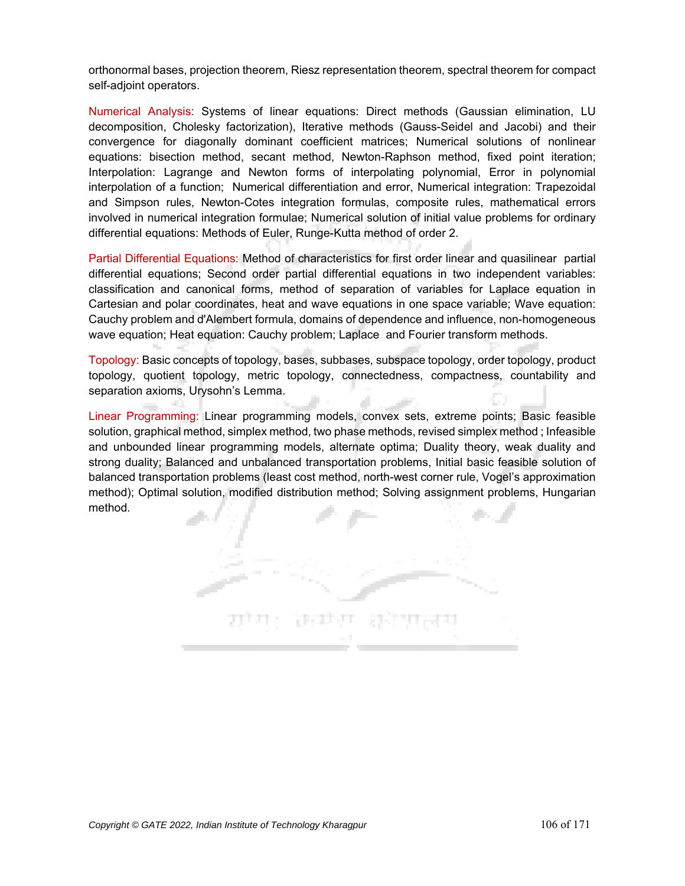orthonormal bases, projection theorem, Riesz representation theorem, spectral theorem for compact self-adjoint operators.

Numerical Analysis: Systems of linear equations: Direct methods (Gaussian elimination, LU decomposition, Cholesky factorization), Iterative methods (Gauss-Seidel and Jacobi) and their convergence for diagonally dominant coefficient matrices; Numerical solutions of nonlinear equations: bisection method, secant method, Newton-Raphson method, fixed point iteration; Interpolation: Lagrange and Newton forms of interpolating polynomial, Error in polynomial interpolation of a function; Numerical differentiation and error, Numerical integration: Trapezoidal and Simpson rules, Newton-Cotes integration formulas, composite rules, mathematical errors involved in numerical integration formulae; Numerical solution of initial value problems for ordinary differential equations: Methods of Euler, Runge-Kutta method of order 2.

Partial Differential Equations: Method of characteristics for first order linear and quasilinear partial differential equations; Second order partial differential equations in two independent variables: classification and canonical forms, method of separation of variables for Laplace equation in Cartesian and polar coordinates, heat and wave equations in one space variable; Wave equation: Cauchy problem and d'Alembert formula, domains of dependence and influence, non-homogeneous wave equation; Heat equation: Cauchy problem; Laplace and Fourier transform methods.

Topology: Basic concepts of topology, bases, subbases, subspace topology, order topology, product topology, quotient topology, metric topology, connectedness, compactness, countability and separation axioms, Urysohn's Lemma.

Linear Programming: Linear programming models, convex sets, extreme points; Basic feasible solution, graphical method, simplex method, two phase methods, revised simplex method ; Infeasible and unbounded linear programming models, alternate optima; Duality theory, weak duality and strong duality; Balanced and unbalanced transportation problems, Initial basic feasible solution of balanced transportation problems (least cost method, north-west corner rule, Vogel's approximation method); Optimal solution, modified distribution method; Solving assignment problems, Hungarian method.